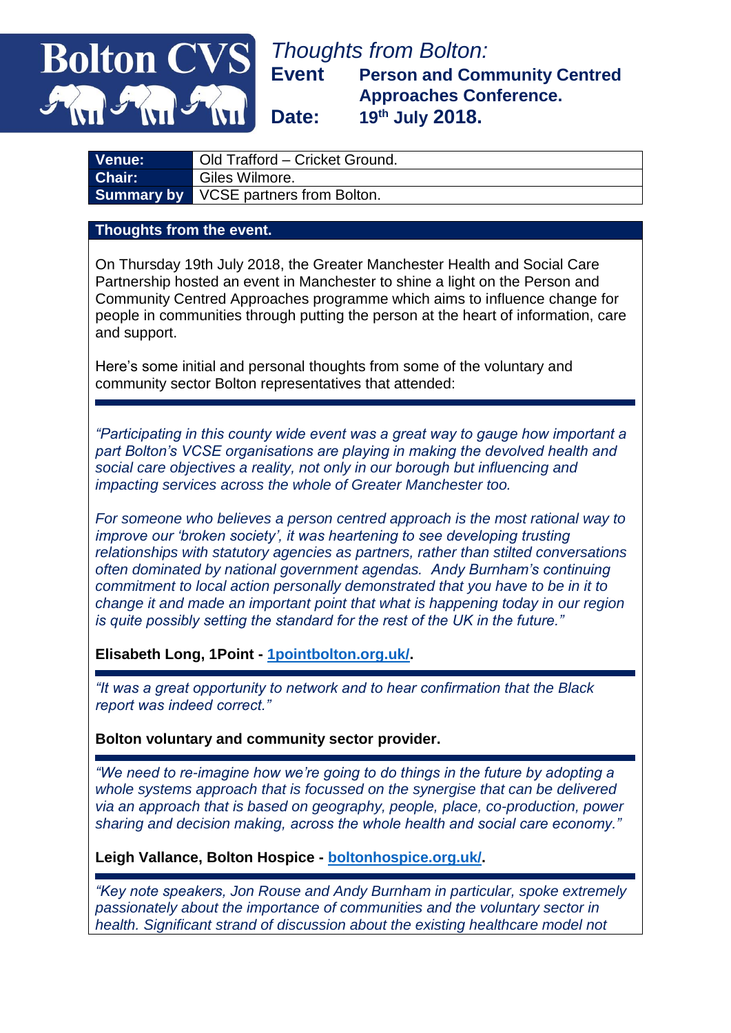# Bolton CVS

*Thoughts from Bolton:*

**Event** **Person and Community Centred Approaches Conference.**

**Date:** **19th July 2018.**

| **Venue:** | Old Trafford – Cricket Ground. |
|---|---|
| **Chair:** | Giles Wilmore. |
| **Summary by** | VCSE partners from Bolton. |

## Thoughts from the event.

On Thursday 19th July 2018, the Greater Manchester Health and Social Care Partnership hosted an event in Manchester to shine a light on the Person and Community Centred Approaches programme which aims to influence change for people in communities through putting the person at the heart of information, care and support.

Here's some initial and personal thoughts from some of the voluntary and community sector Bolton representatives that attended:

---

*"Participating in this county wide event was a great way to gauge how important a part Bolton's VCSE organisations are playing in making the devolved health and social care objectives a reality, not only in our borough but influencing and impacting services across the whole of Greater Manchester too.*

*For someone who believes a person centred approach is the most rational way to improve our 'broken society', it was heartening to see developing trusting relationships with statutory agencies as partners, rather than stilted conversations often dominated by national government agendas. Andy Burnham's continuing commitment to local action personally demonstrated that you have to be in it to change it and made an important point that what is happening today in our region is quite possibly setting the standard for the rest of the UK in the future."*

**Elisabeth Long, 1Point - 1pointbolton.org.uk/.**

---

*"It was a great opportunity to network and to hear confirmation that the Black report was indeed correct."*

**Bolton voluntary and community sector provider.**

---

*"We need to re-imagine how we're going to do things in the future by adopting a whole systems approach that is focussed on the synergise that can be delivered via an approach that is based on geography, people, place, co-production, power sharing and decision making, across the whole health and social care economy."*

**Leigh Vallance, Bolton Hospice - boltonhospice.org.uk/.**

---

*"Key note speakers, Jon Rouse and Andy Burnham in particular, spoke extremely passionately about the importance of communities and the voluntary sector in health. Significant strand of discussion about the existing healthcare model not*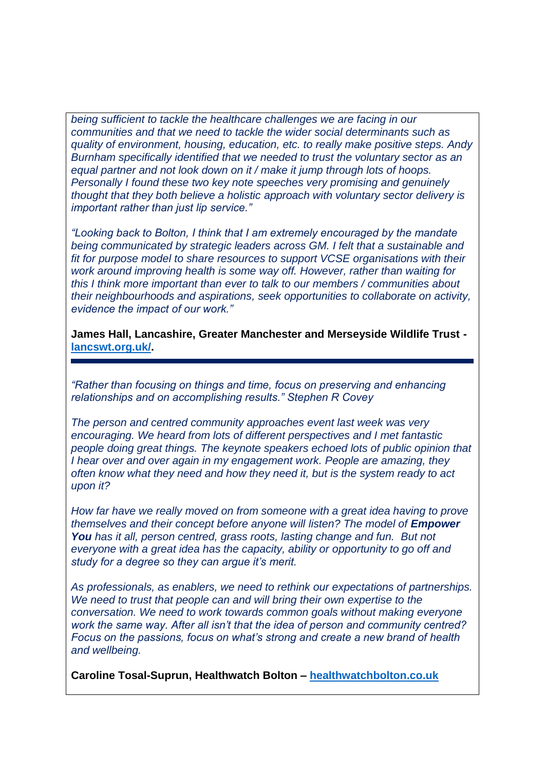*being sufficient to tackle the healthcare challenges we are facing in our communities and that we need to tackle the wider social determinants such as quality of environment, housing, education, etc. to really make positive steps. Andy Burnham specifically identified that we needed to trust the voluntary sector as an equal partner and not look down on it / make it jump through lots of hoops. Personally I found these two key note speeches very promising and genuinely thought that they both believe a holistic approach with voluntary sector delivery is important rather than just lip service."*

*"Looking back to Bolton, I think that I am extremely encouraged by the mandate being communicated by strategic leaders across GM. I felt that a sustainable and fit for purpose model to share resources to support VCSE organisations with their work around improving health is some way off. However, rather than waiting for this I think more important than ever to talk to our members / communities about their neighbourhoods and aspirations, seek opportunities to collaborate on activity, evidence the impact of our work."*

**James Hall, Lancashire, Greater Manchester and Merseyside Wildlife Trust - [lancswt.org.uk/](lancswt.org.uk/).**

---

*"Rather than focusing on things and time, focus on preserving and enhancing relationships and on accomplishing results." Stephen R Covey*

*The person and centred community approaches event last week was very encouraging. We heard from lots of different perspectives and I met fantastic people doing great things. The keynote speakers echoed lots of public opinion that I hear over and over again in my engagement work. People are amazing, they often know what they need and how they need it, but is the system ready to act upon it?*

*How far have we really moved on from someone with a great idea having to prove themselves and their concept before anyone will listen? The model of **Empower You** has it all, person centred, grass roots, lasting change and fun. But not everyone with a great idea has the capacity, ability or opportunity to go off and study for a degree so they can argue it's merit.*

*As professionals, as enablers, we need to rethink our expectations of partnerships. We need to trust that people can and will bring their own expertise to the conversation. We need to work towards common goals without making everyone work the same way. After all isn't that the idea of person and community centred? Focus on the passions, focus on what's strong and create a new brand of health and wellbeing.*

**Caroline Tosal-Suprun, Healthwatch Bolton – [healthwatchbolton.co.uk](healthwatchbolton.co.uk)**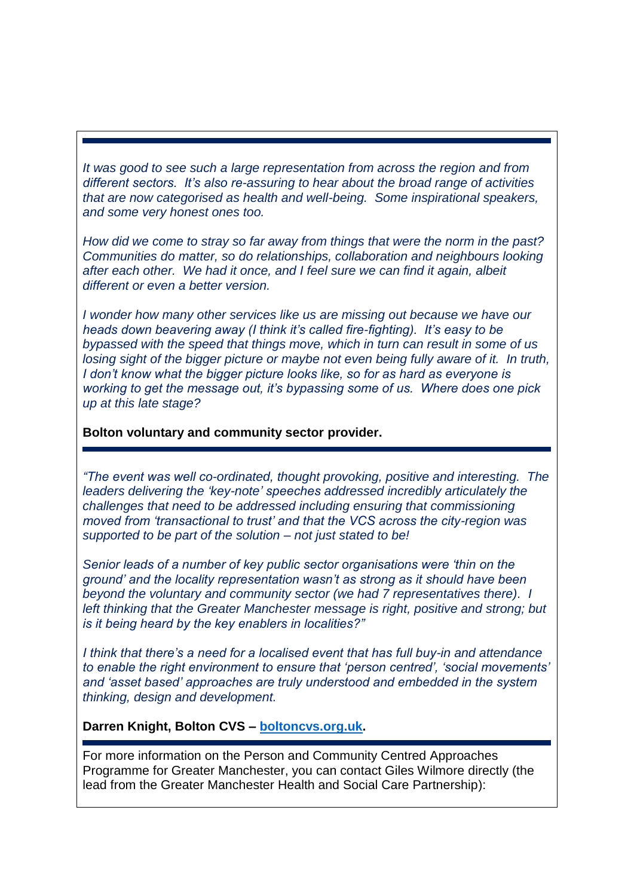---

*It was good to see such a large representation from across the region and from different sectors. It's also re-assuring to hear about the broad range of activities that are now categorised as health and well-being. Some inspirational speakers, and some very honest ones too.*

*How did we come to stray so far away from things that were the norm in the past? Communities do matter, so do relationships, collaboration and neighbours looking after each other. We had it once, and I feel sure we can find it again, albeit different or even a better version.*

*I wonder how many other services like us are missing out because we have our heads down beavering away (I think it's called fire-fighting). It's easy to be bypassed with the speed that things move, which in turn can result in some of us losing sight of the bigger picture or maybe not even being fully aware of it. In truth, I don't know what the bigger picture looks like, so for as hard as everyone is working to get the message out, it's bypassing some of us. Where does one pick up at this late stage?*

**Bolton voluntary and community sector provider.**

---

*"The event was well co-ordinated, thought provoking, positive and interesting. The leaders delivering the 'key-note' speeches addressed incredibly articulately the challenges that need to be addressed including ensuring that commissioning moved from 'transactional to trust' and that the VCS across the city-region was supported to be part of the solution – not just stated to be!*

*Senior leads of a number of key public sector organisations were 'thin on the ground' and the locality representation wasn't as strong as it should have been beyond the voluntary and community sector (we had 7 representatives there). I left thinking that the Greater Manchester message is right, positive and strong; but is it being heard by the key enablers in localities?"*

*I think that there's a need for a localised event that has full buy-in and attendance to enable the right environment to ensure that 'person centred', 'social movements' and 'asset based' approaches are truly understood and embedded in the system thinking, design and development.*

**Darren Knight, Bolton CVS – [boltoncvs.org.uk](http://boltoncvs.org.uk).**

---

For more information on the Person and Community Centred Approaches Programme for Greater Manchester, you can contact Giles Wilmore directly (the lead from the Greater Manchester Health and Social Care Partnership):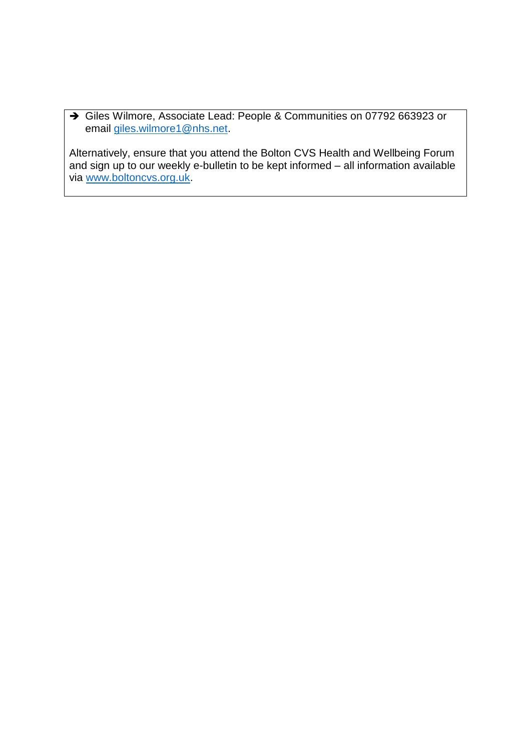- Giles Wilmore, Associate Lead: People & Communities on 07792 663923 or email giles.wilmore1@nhs.net.

Alternatively, ensure that you attend the Bolton CVS Health and Wellbeing Forum and sign up to our weekly e-bulletin to be kept informed – all information available via www.boltoncvs.org.uk.